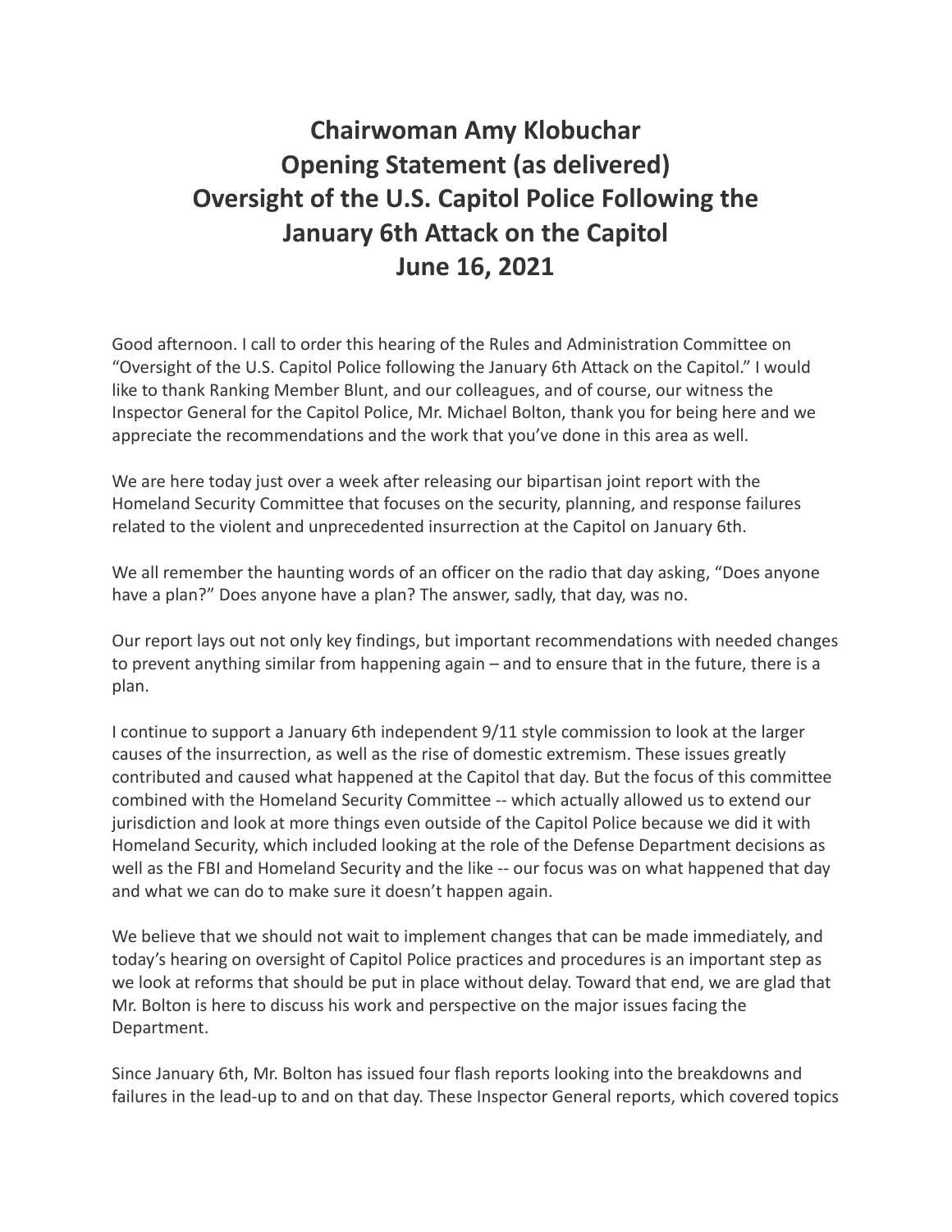# Chairwoman Amy Klobuchar
# Opening Statement (as delivered)
# Oversight of the U.S. Capitol Police Following the January 6th Attack on the Capitol
# June 16, 2021

Good afternoon. I call to order this hearing of the Rules and Administration Committee on "Oversight of the U.S. Capitol Police following the January 6th Attack on the Capitol." I would like to thank Ranking Member Blunt, and our colleagues, and of course, our witness the Inspector General for the Capitol Police, Mr. Michael Bolton, thank you for being here and we appreciate the recommendations and the work that you've done in this area as well.

We are here today just over a week after releasing our bipartisan joint report with the Homeland Security Committee that focuses on the security, planning, and response failures related to the violent and unprecedented insurrection at the Capitol on January 6th.

We all remember the haunting words of an officer on the radio that day asking, "Does anyone have a plan?" Does anyone have a plan? The answer, sadly, that day, was no.

Our report lays out not only key findings, but important recommendations with needed changes to prevent anything similar from happening again – and to ensure that in the future, there is a plan.

I continue to support a January 6th independent 9/11 style commission to look at the larger causes of the insurrection, as well as the rise of domestic extremism. These issues greatly contributed and caused what happened at the Capitol that day. But the focus of this committee combined with the Homeland Security Committee -- which actually allowed us to extend our jurisdiction and look at more things even outside of the Capitol Police because we did it with Homeland Security, which included looking at the role of the Defense Department decisions as well as the FBI and Homeland Security and the like -- our focus was on what happened that day and what we can do to make sure it doesn't happen again.

We believe that we should not wait to implement changes that can be made immediately, and today's hearing on oversight of Capitol Police practices and procedures is an important step as we look at reforms that should be put in place without delay. Toward that end, we are glad that Mr. Bolton is here to discuss his work and perspective on the major issues facing the Department.

Since January 6th, Mr. Bolton has issued four flash reports looking into the breakdowns and failures in the lead-up to and on that day. These Inspector General reports, which covered topics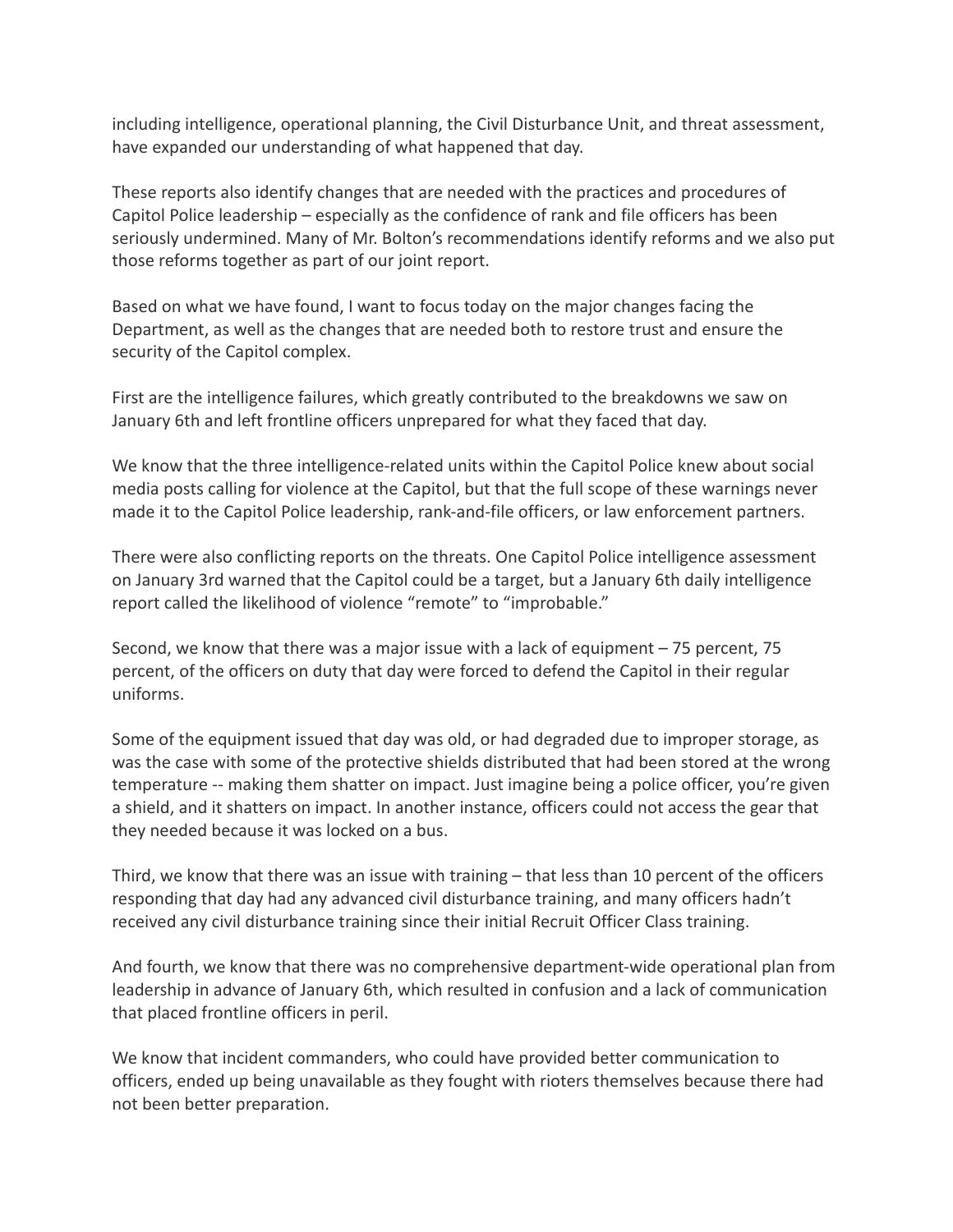including intelligence, operational planning, the Civil Disturbance Unit, and threat assessment, have expanded our understanding of what happened that day.

These reports also identify changes that are needed with the practices and procedures of Capitol Police leadership – especially as the confidence of rank and file officers has been seriously undermined. Many of Mr. Bolton's recommendations identify reforms and we also put those reforms together as part of our joint report.

Based on what we have found, I want to focus today on the major changes facing the Department, as well as the changes that are needed both to restore trust and ensure the security of the Capitol complex.

First are the intelligence failures, which greatly contributed to the breakdowns we saw on January 6th and left frontline officers unprepared for what they faced that day.

We know that the three intelligence-related units within the Capitol Police knew about social media posts calling for violence at the Capitol, but that the full scope of these warnings never made it to the Capitol Police leadership, rank-and-file officers, or law enforcement partners.

There were also conflicting reports on the threats. One Capitol Police intelligence assessment on January 3rd warned that the Capitol could be a target, but a January 6th daily intelligence report called the likelihood of violence "remote" to "improbable."

Second, we know that there was a major issue with a lack of equipment – 75 percent, 75 percent, of the officers on duty that day were forced to defend the Capitol in their regular uniforms.

Some of the equipment issued that day was old, or had degraded due to improper storage, as was the case with some of the protective shields distributed that had been stored at the wrong temperature -- making them shatter on impact. Just imagine being a police officer, you're given a shield, and it shatters on impact. In another instance, officers could not access the gear that they needed because it was locked on a bus.

Third, we know that there was an issue with training – that less than 10 percent of the officers responding that day had any advanced civil disturbance training, and many officers hadn't received any civil disturbance training since their initial Recruit Officer Class training.

And fourth, we know that there was no comprehensive department-wide operational plan from leadership in advance of January 6th, which resulted in confusion and a lack of communication that placed frontline officers in peril.

We know that incident commanders, who could have provided better communication to officers, ended up being unavailable as they fought with rioters themselves because there had not been better preparation.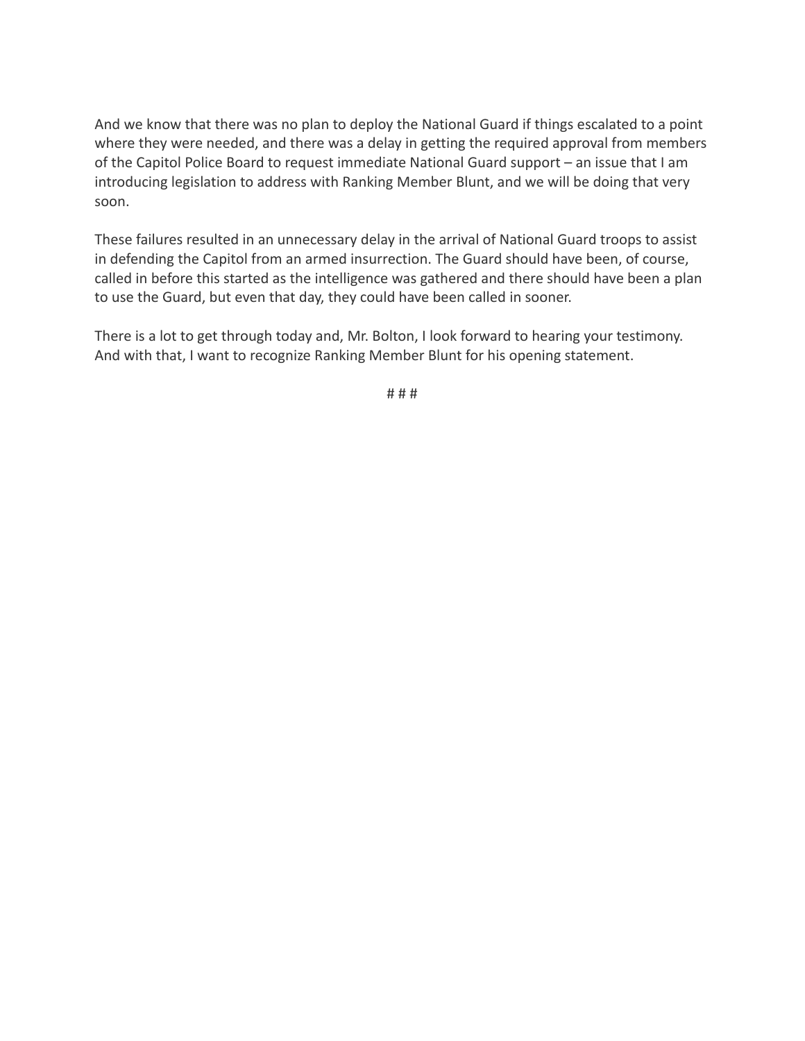And we know that there was no plan to deploy the National Guard if things escalated to a point where they were needed, and there was a delay in getting the required approval from members of the Capitol Police Board to request immediate National Guard support – an issue that I am introducing legislation to address with Ranking Member Blunt, and we will be doing that very soon.

These failures resulted in an unnecessary delay in the arrival of National Guard troops to assist in defending the Capitol from an armed insurrection. The Guard should have been, of course, called in before this started as the intelligence was gathered and there should have been a plan to use the Guard, but even that day, they could have been called in sooner.

There is a lot to get through today and, Mr. Bolton, I look forward to hearing your testimony. And with that, I want to recognize Ranking Member Blunt for his opening statement.

# # #